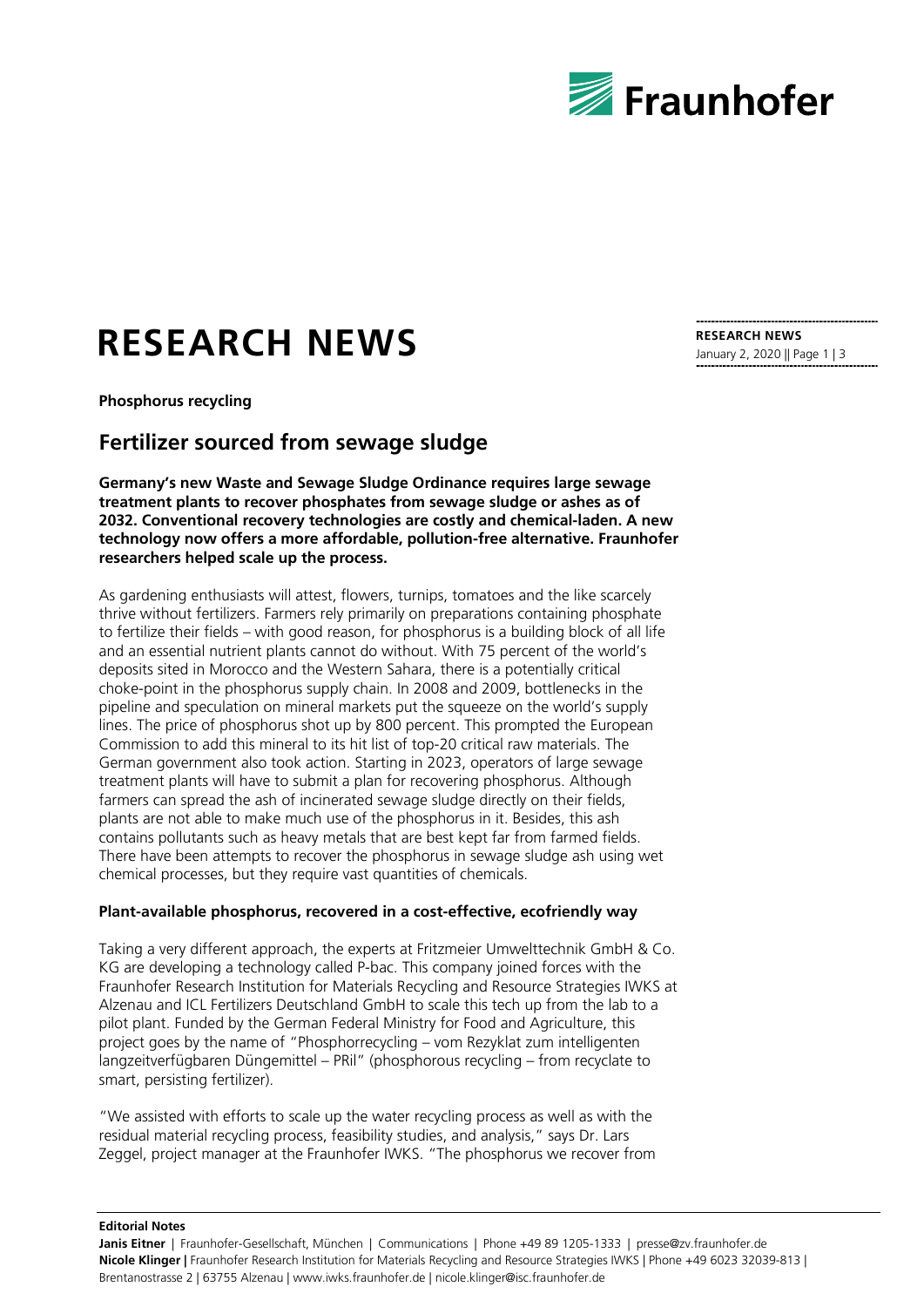# RESEARCH NEWS

**RESEARCH NEWS**
January 2, 2020

**Phosphorus recycling**

## Fertilizer sourced from sewage sludge

**Germany's new Waste and Sewage Sludge Ordinance requires large sewage treatment plants to recover phosphates from sewage sludge or ashes as of 2032. Conventional recovery technologies are costly and chemical-laden. A new technology now offers a more affordable, pollution-free alternative. Fraunhofer researchers helped scale up the process.**

As gardening enthusiasts will attest, flowers, turnips, tomatoes and the like scarcely thrive without fertilizers. Farmers rely primarily on preparations containing phosphate to fertilize their fields – with good reason, for phosphorus is a building block of all life and an essential nutrient plants cannot do without. With 75 percent of the world's deposits sited in Morocco and the Western Sahara, there is a potentially critical choke-point in the phosphorus supply chain. In 2008 and 2009, bottlenecks in the pipeline and speculation on mineral markets put the squeeze on the world's supply lines. The price of phosphorus shot up by 800 percent. This prompted the European Commission to add this mineral to its hit list of top-20 critical raw materials. The German government also took action. Starting in 2023, operators of large sewage treatment plants will have to submit a plan for recovering phosphorus. Although farmers can spread the ash of incinerated sewage sludge directly on their fields, plants are not able to make much use of the phosphorus in it. Besides, this ash contains pollutants such as heavy metals that are best kept far from farmed fields. There have been attempts to recover the phosphorus in sewage sludge ash using wet chemical processes, but they require vast quantities of chemicals.

### Plant-available phosphorus, recovered in a cost-effective, ecofriendly way

Taking a very different approach, the experts at Fritzmeier Umwelttechnik GmbH & Co. KG are developing a technology called P-bac. This company joined forces with the Fraunhofer Research Institution for Materials Recycling and Resource Strategies IWKS at Alzenau and ICL Fertilizers Deutschland GmbH to scale this tech up from the lab to a pilot plant. Funded by the German Federal Ministry for Food and Agriculture, this project goes by the name of "Phosphorrecycling – vom Rezyklat zum intelligenten langzeitverfügbaren Düngemittel – PRil" (phosphorous recycling – from recyclate to smart, persisting fertilizer).

"We assisted with efforts to scale up the water recycling process as well as with the residual material recycling process, feasibility studies, and analysis," says Dr. Lars Zeggel, project manager at the Fraunhofer IWKS. "The phosphorus we recover from

**Editorial Notes**

**Janis Eitner** | Fraunhofer-Gesellschaft, München | Communications | Phone +49 89 1205-1333 | presse@zv.fraunhofer.de
**Nicole Klinger** | Fraunhofer Research Institution for Materials Recycling and Resource Strategies IWKS | Phone +49 6023 32039-813 | Brentanostrasse 2 | 63755 Alzenau | www.iwks.fraunhofer.de | nicole.klinger@isc.fraunhofer.de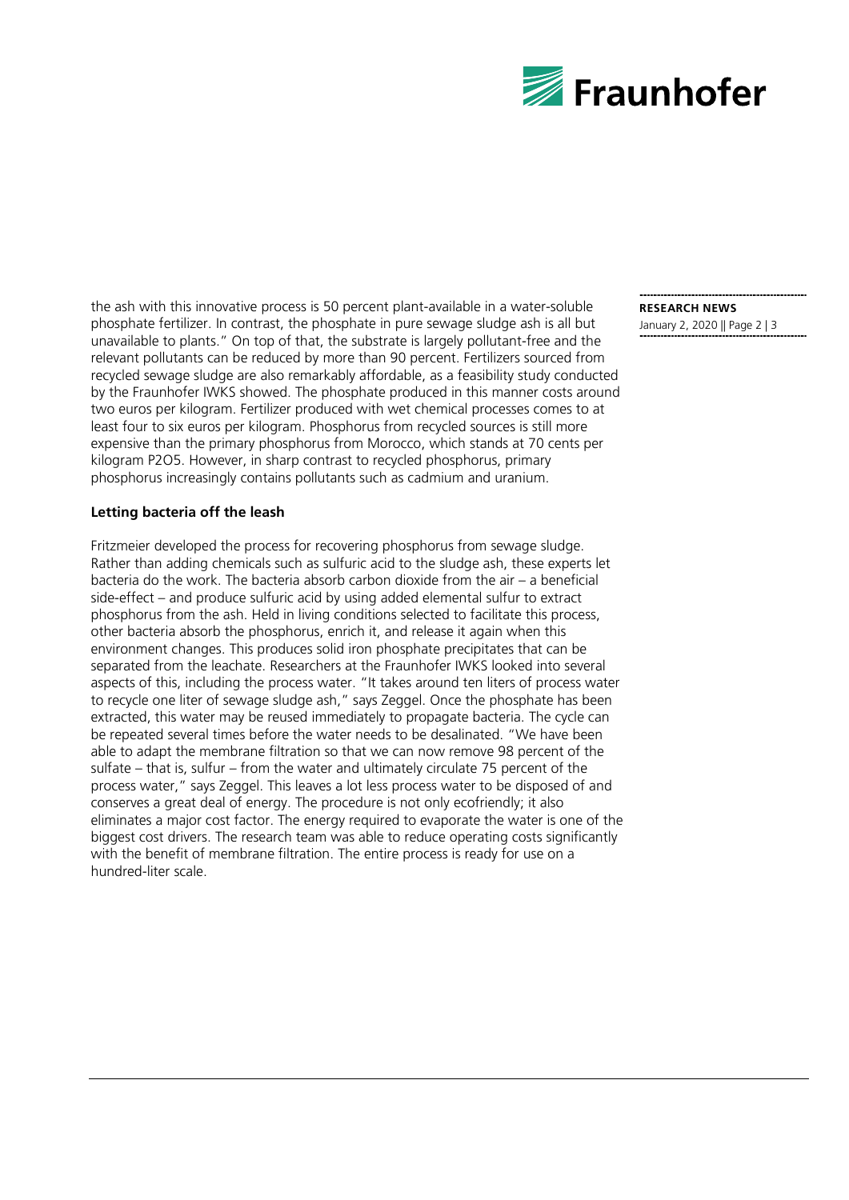the ash with this innovative process is 50 percent plant-available in a water-soluble phosphate fertilizer. In contrast, the phosphate in pure sewage sludge ash is all but unavailable to plants." On top of that, the substrate is largely pollutant-free and the relevant pollutants can be reduced by more than 90 percent. Fertilizers sourced from recycled sewage sludge are also remarkably affordable, as a feasibility study conducted by the Fraunhofer IWKS showed. The phosphate produced in this manner costs around two euros per kilogram. Fertilizer produced with wet chemical processes comes to at least four to six euros per kilogram. Phosphorus from recycled sources is still more expensive than the primary phosphorus from Morocco, which stands at 70 cents per kilogram $P_2O_5$. However, in sharp contrast to recycled phosphorus, primary phosphorus increasingly contains pollutants such as cadmium and uranium.

**Letting bacteria off the leash**

Fritzmeier developed the process for recovering phosphorus from sewage sludge. Rather than adding chemicals such as sulfuric acid to the sludge ash, these experts let bacteria do the work. The bacteria absorb carbon dioxide from the air – a beneficial side-effect – and produce sulfuric acid by using added elemental sulfur to extract phosphorus from the ash. Held in living conditions selected to facilitate this process, other bacteria absorb the phosphorus, enrich it, and release it again when this environment changes. This produces solid iron phosphate precipitates that can be separated from the leachate. Researchers at the Fraunhofer IWKS looked into several aspects of this, including the process water. "It takes around ten liters of process water to recycle one liter of sewage sludge ash," says Zeggel. Once the phosphate has been extracted, this water may be reused immediately to propagate bacteria. The cycle can be repeated several times before the water needs to be desalinated. "We have been able to adapt the membrane filtration so that we can now remove 98 percent of the sulfate – that is, sulfur – from the water and ultimately circulate 75 percent of the process water," says Zeggel. This leaves a lot less process water to be disposed of and conserves a great deal of energy. The procedure is not only ecofriendly; it also eliminates a major cost factor. The energy required to evaporate the water is one of the biggest cost drivers. The research team was able to reduce operating costs significantly with the benefit of membrane filtration. The entire process is ready for use on a hundred-liter scale.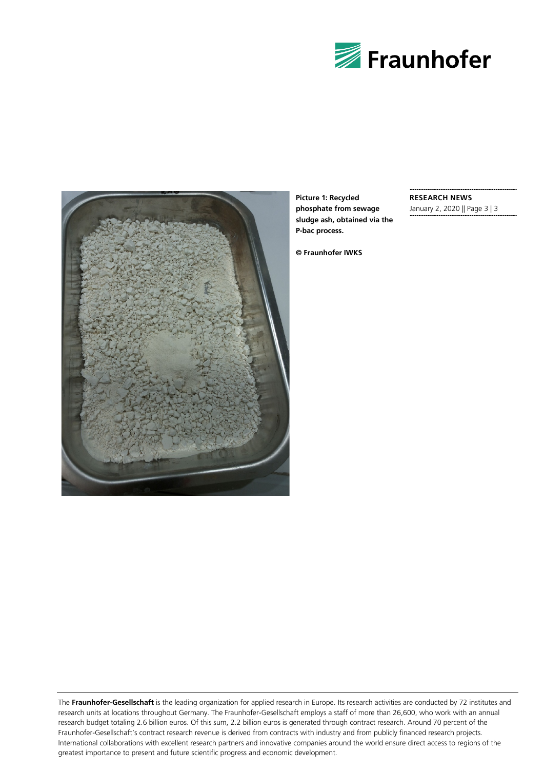**Picture 1: Recycled phosphate from sewage sludge ash, obtained via the P-bac process.**

**© Fraunhofer IWKS**

The **Fraunhofer-Gesellschaft** is the leading organization for applied research in Europe. Its research activities are conducted by 72 institutes and research units at locations throughout Germany. The Fraunhofer-Gesellschaft employs a staff of more than 26,600, who work with an annual research budget totaling 2.6 billion euros. Of this sum, 2.2 billion euros is generated through contract research. Around 70 percent of the Fraunhofer-Gesellschaft's contract research revenue is derived from contracts with industry and from publicly financed research projects. International collaborations with excellent research partners and innovative companies around the world ensure direct access to regions of the greatest importance to present and future scientific progress and economic development.